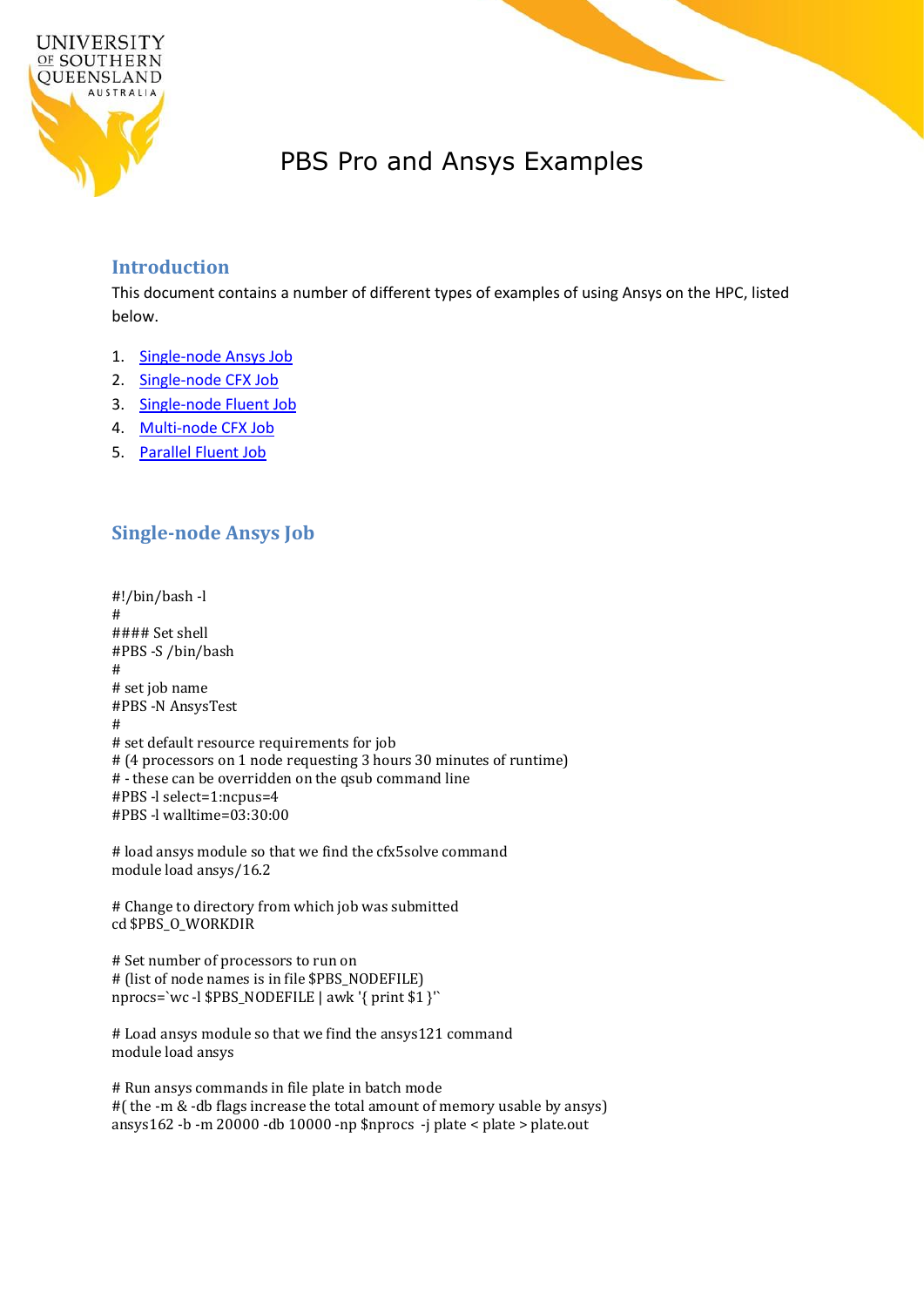# PBS Pro and Ansys Examples

## Introduction

This document contains a number of different types of examples of using Ansys on the HPC, listed below.

1. Single-node Ansys Job
2. Single-node CFX Job
3. Single-node Fluent Job
4. Multi-node CFX Job
5. Parallel Fluent Job

## Single-node Ansys Job

```
#!/bin/bash -l
#
#### Set shell
#PBS -S /bin/bash
#
# set job name
#PBS -N AnsysTest
#
# set default resource requirements for job
# (4 processors on 1 node requesting 3 hours 30 minutes of runtime)
# - these can be overridden on the qsub command line
#PBS -l select=1:ncpus=4
#PBS -l walltime=03:30:00

# load ansys module so that we find the cfx5solve command
module load ansys/16.2

# Change to directory from which job was submitted
cd $PBS_O_WORKDIR

# Set number of processors to run on
# (list of node names is in file $PBS_NODEFILE)
nprocs=`wc -l $PBS_NODEFILE | awk '{ print $1 }'`

# Load ansys module so that we find the ansys121 command
module load ansys

# Run ansys commands in file plate in batch mode
#( the -m & -db flags increase the total amount of memory usable by ansys)
ansys162 -b -m 20000 -db 10000 -np $nprocs  -j plate < plate > plate.out
```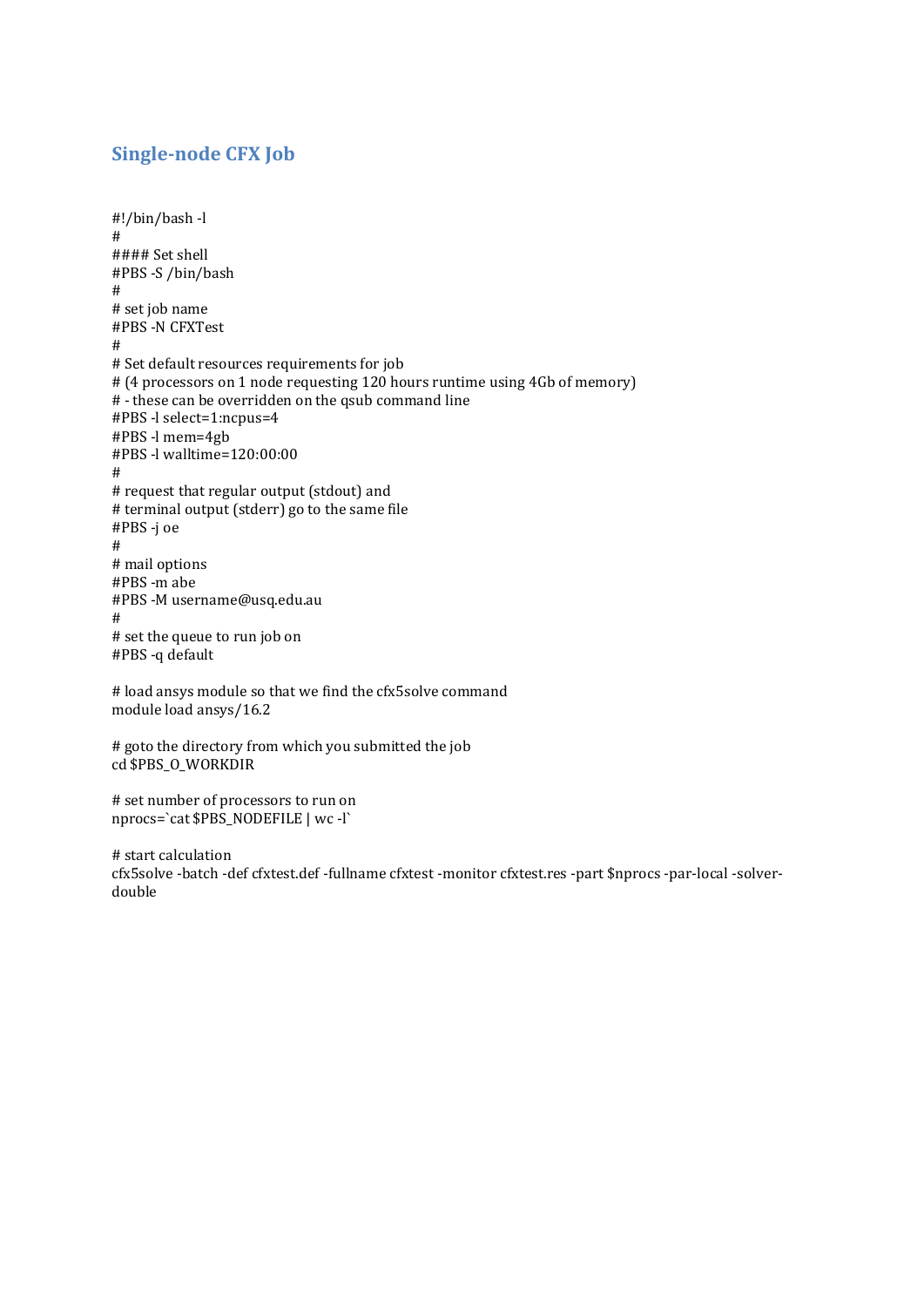## Single-node CFX Job

```
#!/bin/bash -l
#
#### Set shell
#PBS -S /bin/bash
#
# set job name
#PBS -N CFXTest
#
# Set default resources requirements for job
# (4 processors on 1 node requesting 120 hours runtime using 4Gb of memory)
# - these can be overridden on the qsub command line
#PBS -l select=1:ncpus=4
#PBS -l mem=4gb
#PBS -l walltime=120:00:00
#
# request that regular output (stdout) and
# terminal output (stderr) go to the same file
#PBS -j oe
#
# mail options
#PBS -m abe
#PBS -M username@usq.edu.au
#
# set the queue to run job on
#PBS -q default

# load ansys module so that we find the cfx5solve command
module load ansys/16.2

# goto the directory from which you submitted the job
cd $PBS_O_WORKDIR

# set number of processors to run on
nprocs=`cat $PBS_NODEFILE | wc -l`

# start calculation
cfx5solve -batch -def cfxtest.def -fullname cfxtest -monitor cfxtest.res -part $nprocs -par-local -solver-double
```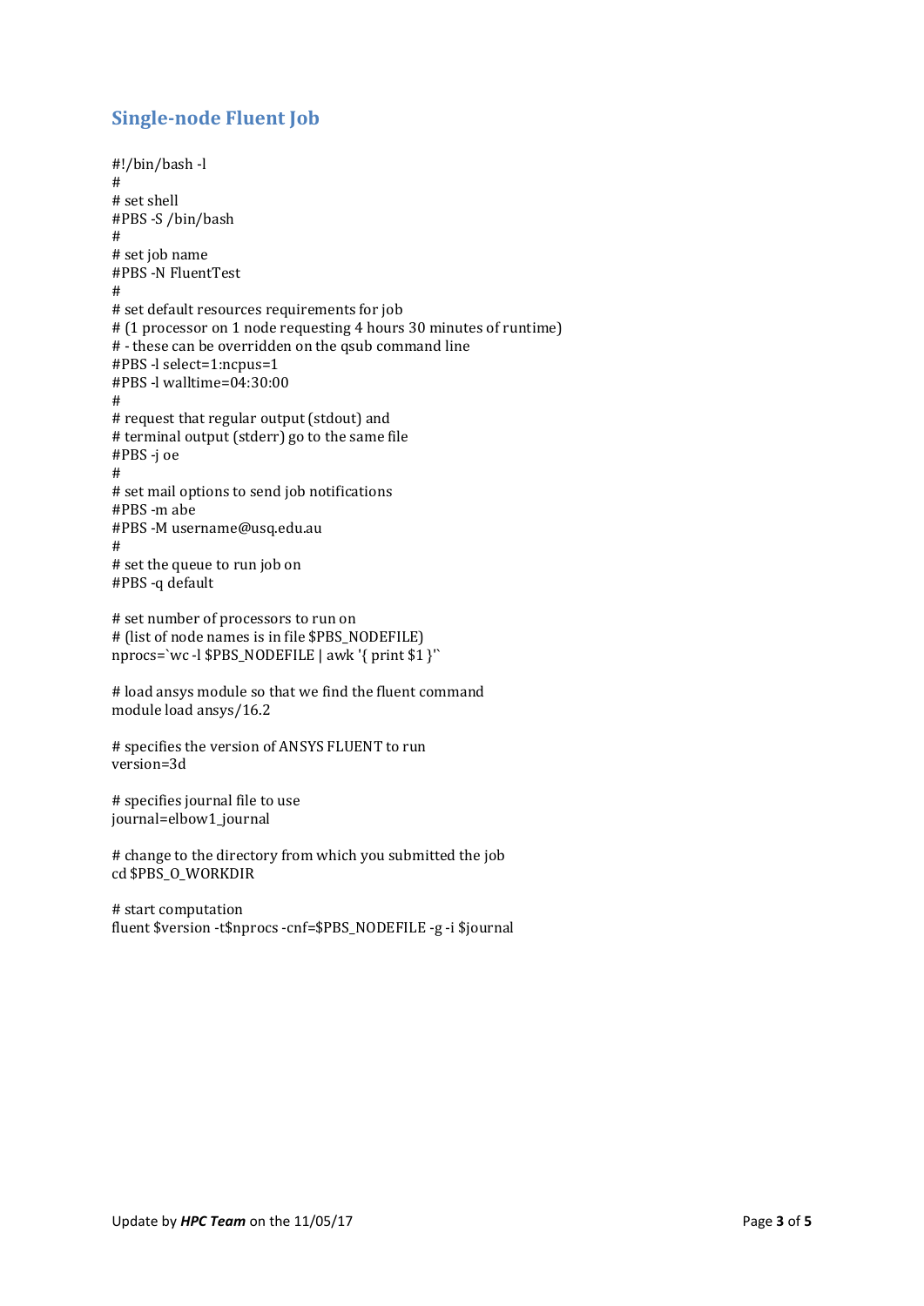## Single-node Fluent Job

```
#!/bin/bash -l
#
# set shell
#PBS -S /bin/bash
#
# set job name
#PBS -N FluentTest
#
# set default resources requirements for job
# (1 processor on 1 node requesting 4 hours 30 minutes of runtime)
# - these can be overridden on the qsub command line
#PBS -l select=1:ncpus=1
#PBS -l walltime=04:30:00
#
# request that regular output (stdout) and
# terminal output (stderr) go to the same file
#PBS -j oe
#
# set mail options to send job notifications
#PBS -m abe
#PBS -M username@usq.edu.au
#
# set the queue to run job on
#PBS -q default

# set number of processors to run on
# (list of node names is in file $PBS_NODEFILE)
nprocs=`wc -l $PBS_NODEFILE | awk '{ print $1 }'`

# load ansys module so that we find the fluent command
module load ansys/16.2

# specifies the version of ANSYS FLUENT to run
version=3d

# specifies journal file to use
journal=elbow1_journal

# change to the directory from which you submitted the job
cd $PBS_O_WORKDIR

# start computation
fluent $version -t$nprocs -cnf=$PBS_NODEFILE -g -i $journal
```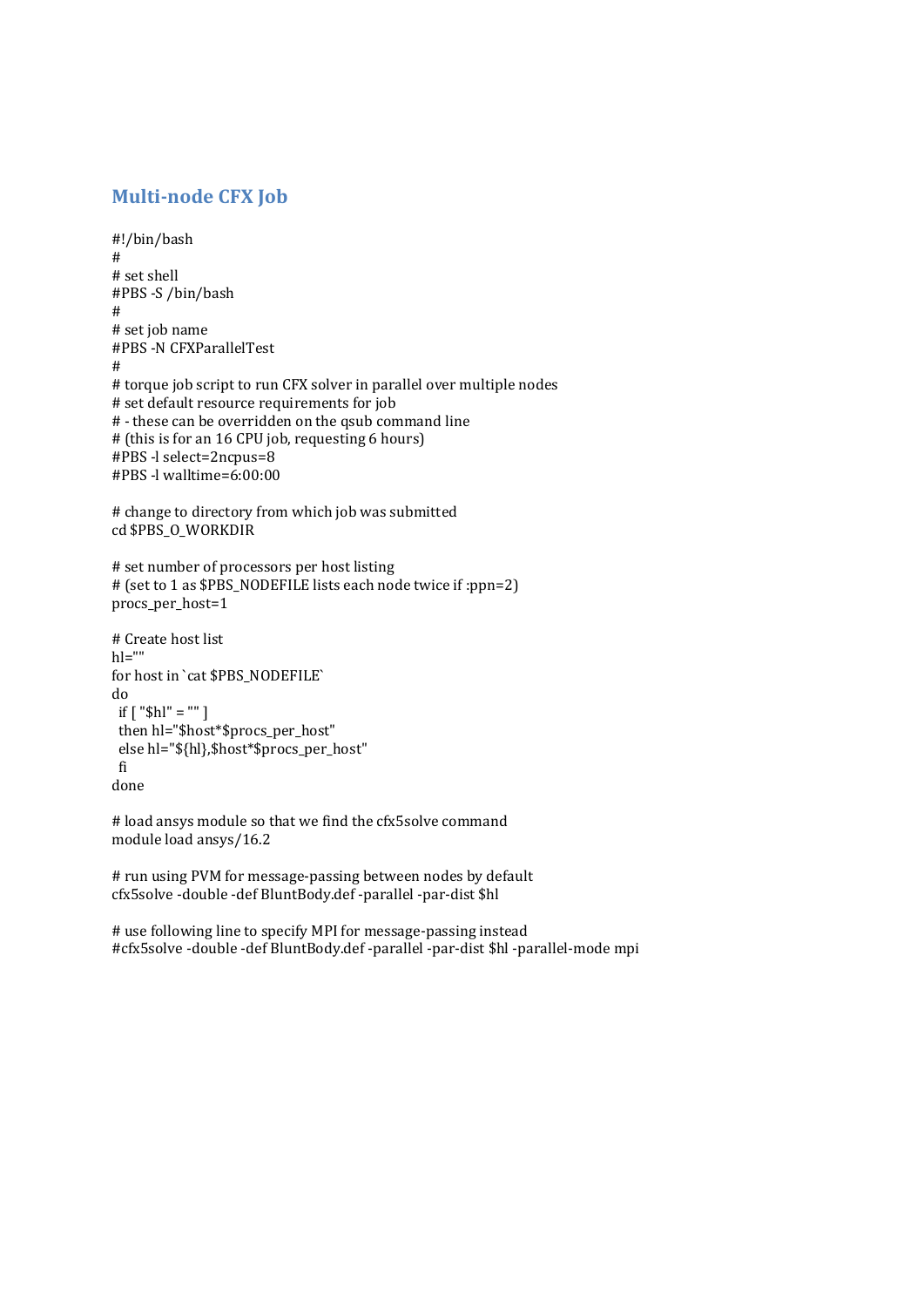## Multi-node CFX Job

```
#!/bin/bash
#
# set shell
#PBS -S /bin/bash
#
# set job name
#PBS -N CFXParallelTest
#
# torque job script to run CFX solver in parallel over multiple nodes
# set default resource requirements for job
# - these can be overridden on the qsub command line
# (this is for an 16 CPU job, requesting 6 hours)
#PBS -l select=2ncpus=8
#PBS -l walltime=6:00:00

# change to directory from which job was submitted
cd $PBS_O_WORKDIR

# set number of processors per host listing
# (set to 1 as $PBS_NODEFILE lists each node twice if :ppn=2)
procs_per_host=1

# Create host list
hl=""
for host in `cat $PBS_NODEFILE`
do
 if [ "$hl" = "" ]
 then hl="$host*$procs_per_host"
 else hl="${hl},$host*$procs_per_host"
 fi
done

# load ansys module so that we find the cfx5solve command
module load ansys/16.2

# run using PVM for message-passing between nodes by default
cfx5solve -double -def BluntBody.def -parallel -par-dist $hl

# use following line to specify MPI for message-passing instead
#cfx5solve -double -def BluntBody.def -parallel -par-dist $hl -parallel-mode mpi
```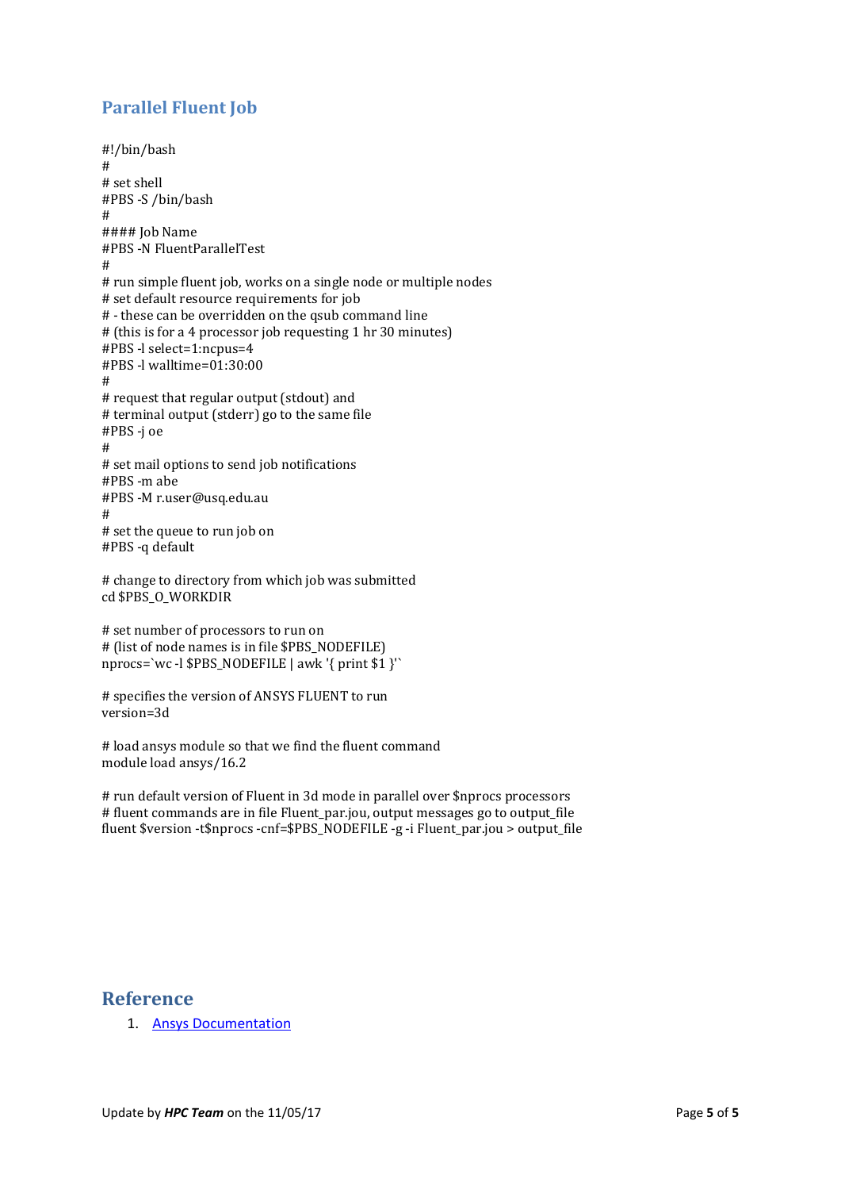## Parallel Fluent Job

```
#!/bin/bash
#
# set shell
#PBS -S /bin/bash
#
#### Job Name
#PBS -N FluentParallelTest
#
# run simple fluent job, works on a single node or multiple nodes
# set default resource requirements for job
# - these can be overridden on the qsub command line
# (this is for a 4 processor job requesting 1 hr 30 minutes)
#PBS -l select=1:ncpus=4
#PBS -l walltime=01:30:00
#
# request that regular output (stdout) and
# terminal output (stderr) go to the same file
#PBS -j oe
#
# set mail options to send job notifications
#PBS -m abe
#PBS -M r.user@usq.edu.au
#
# set the queue to run job on
#PBS -q default

# change to directory from which job was submitted
cd $PBS_O_WORKDIR

# set number of processors to run on
# (list of node names is in file $PBS_NODEFILE)
nprocs=`wc -l $PBS_NODEFILE | awk '{ print $1 }'`

# specifies the version of ANSYS FLUENT to run
version=3d

# load ansys module so that we find the fluent command
module load ansys/16.2

# run default version of Fluent in 3d mode in parallel over $nprocs processors
# fluent commands are in file Fluent_par.jou, output messages go to output_file
fluent $version -t$nprocs -cnf=$PBS_NODEFILE -g -i Fluent_par.jou > output_file
```

## Reference

1. Ansys Documentation

Update by ***HPC Team*** on the 11/05/17